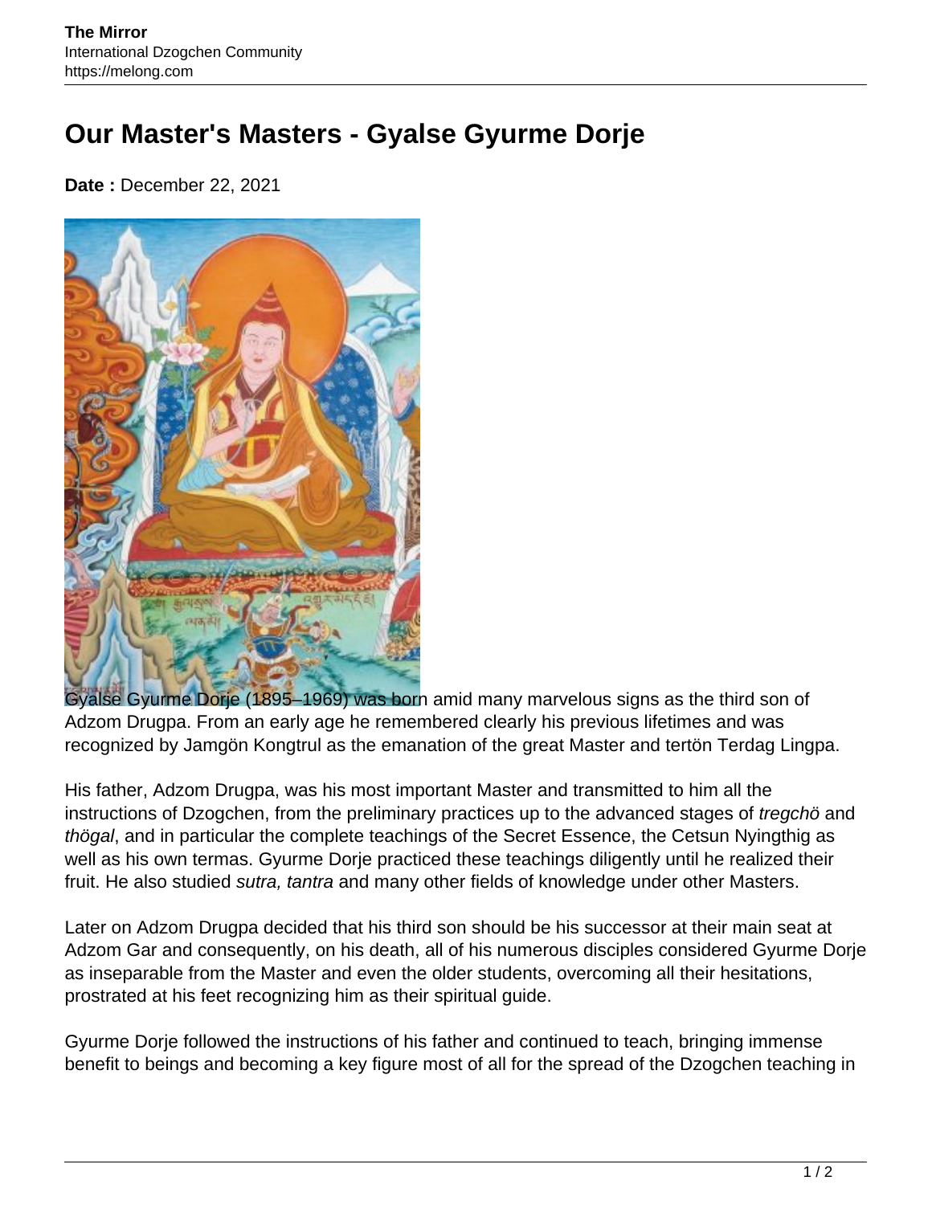# Our Master's Masters - Gyalse Gyurme Dorje

**Date :** December 22, 2021

Gyalse Gyurme Dorje (1895–1969) was born amid many marvelous signs as the third son of Adzom Drugpa. From an early age he remembered clearly his previous lifetimes and was recognized by Jamgön Kongtrul as the emanation of the great Master and tertön Terdag Lingpa.

His father, Adzom Drugpa, was his most important Master and transmitted to him all the instructions of Dzogchen, from the preliminary practices up to the advanced stages of *tregchö* and *thögal*, and in particular the complete teachings of the Secret Essence, the Cetsun Nyingthig as well as his own termas. Gyurme Dorje practiced these teachings diligently until he realized their fruit. He also studied *sutra, tantra* and many other fields of knowledge under other Masters.

Later on Adzom Drugpa decided that his third son should be his successor at their main seat at Adzom Gar and consequently, on his death, all of his numerous disciples considered Gyurme Dorje as inseparable from the Master and even the older students, overcoming all their hesitations, prostrated at his feet recognizing him as their spiritual guide.

Gyurme Dorje followed the instructions of his father and continued to teach, bringing immense benefit to beings and becoming a key figure most of all for the spread of the Dzogchen teaching in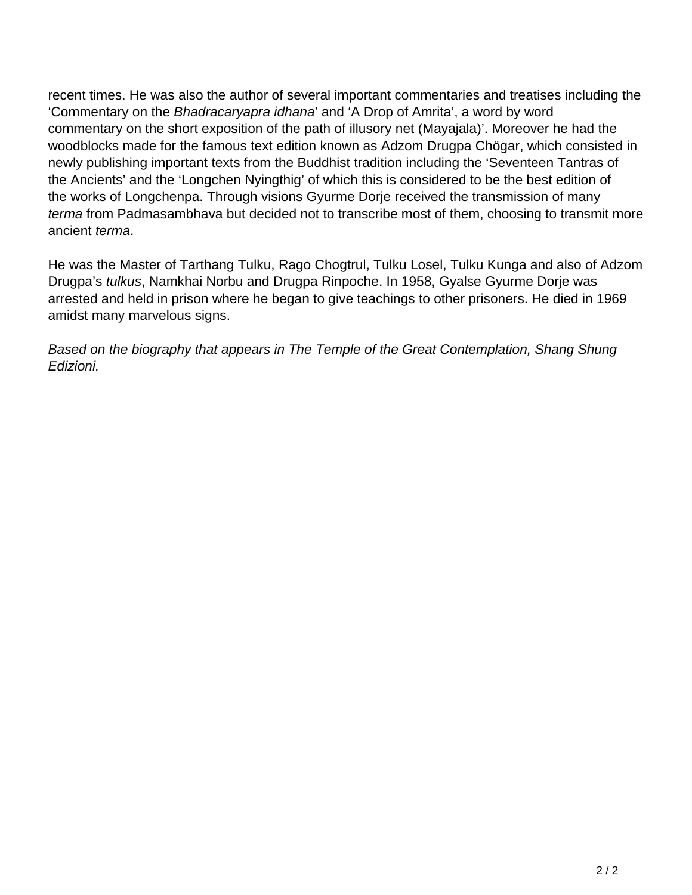recent times. He was also the author of several important commentaries and treatises including the 'Commentary on the *Bhadracaryapra idhana*' and 'A Drop of Amrita', a word by word commentary on the short exposition of the path of illusory net (Mayajala)'. Moreover he had the woodblocks made for the famous text edition known as Adzom Drugpa Chögar, which consisted in newly publishing important texts from the Buddhist tradition including the 'Seventeen Tantras of the Ancients' and the 'Longchen Nyingthig' of which this is considered to be the best edition of the works of Longchenpa. Through visions Gyurme Dorje received the transmission of many *terma* from Padmasambhava but decided not to transcribe most of them, choosing to transmit more ancient *terma*.

He was the Master of Tarthang Tulku, Rago Chogtrul, Tulku Losel, Tulku Kunga and also of Adzom Drugpa's *tulkus*, Namkhai Norbu and Drugpa Rinpoche. In 1958, Gyalse Gyurme Dorje was arrested and held in prison where he began to give teachings to other prisoners. He died in 1969 amidst many marvelous signs.

*Based on the biography that appears in The Temple of the Great Contemplation, Shang Shung Edizioni.*